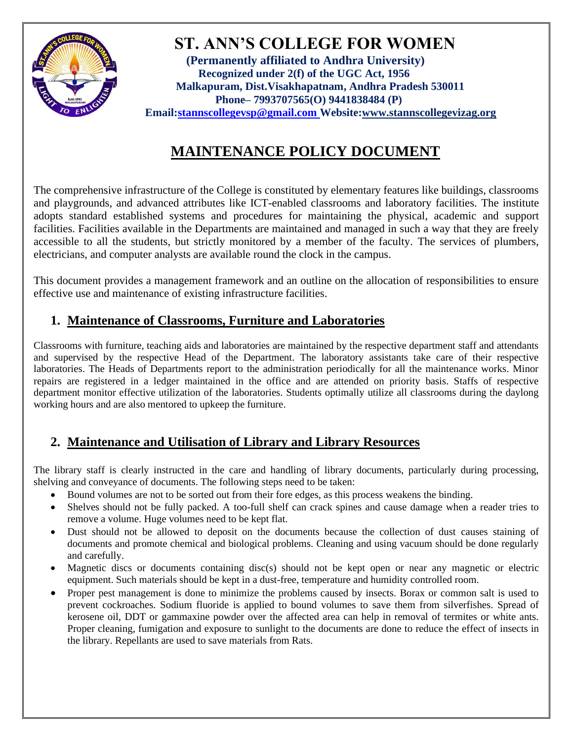# ST. ANN'S COLLEGE FOR WOMEN

**(Permanently affiliated to Andhra University)**
**Recognized under 2(f) of the UGC Act, 1956**
**Malkapuram, Dist.Visakhapatnam, Andhra Pradesh 530011**
**Phone– 7993707565(O) 9441838484 (P)**
**Email:stannscollegevsp@gmail.com Website:www.stannscollegevizag.org**

## MAINTENANCE POLICY DOCUMENT

The comprehensive infrastructure of the College is constituted by elementary features like buildings, classrooms and playgrounds, and advanced attributes like ICT-enabled classrooms and laboratory facilities. The institute adopts standard established systems and procedures for maintaining the physical, academic and support facilities. Facilities available in the Departments are maintained and managed in such a way that they are freely accessible to all the students, but strictly monitored by a member of the faculty. The services of plumbers, electricians, and computer analysts are available round the clock in the campus.

This document provides a management framework and an outline on the allocation of responsibilities to ensure effective use and maintenance of existing infrastructure facilities.

### 1. Maintenance of Classrooms, Furniture and Laboratories

Classrooms with furniture, teaching aids and laboratories are maintained by the respective department staff and attendants and supervised by the respective Head of the Department. The laboratory assistants take care of their respective laboratories. The Heads of Departments report to the administration periodically for all the maintenance works. Minor repairs are registered in a ledger maintained in the office and are attended on priority basis. Staffs of respective department monitor effective utilization of the laboratories. Students optimally utilize all classrooms during the daylong working hours and are also mentored to upkeep the furniture.

### 2. Maintenance and Utilisation of Library and Library Resources

The library staff is clearly instructed in the care and handling of library documents, particularly during processing, shelving and conveyance of documents. The following steps need to be taken:

- Bound volumes are not to be sorted out from their fore edges, as this process weakens the binding.
- Shelves should not be fully packed. A too-full shelf can crack spines and cause damage when a reader tries to remove a volume. Huge volumes need to be kept flat.
- Dust should not be allowed to deposit on the documents because the collection of dust causes staining of documents and promote chemical and biological problems. Cleaning and using vacuum should be done regularly and carefully.
- Magnetic discs or documents containing disc(s) should not be kept open or near any magnetic or electric equipment. Such materials should be kept in a dust-free, temperature and humidity controlled room.
- Proper pest management is done to minimize the problems caused by insects. Borax or common salt is used to prevent cockroaches. Sodium fluoride is applied to bound volumes to save them from silverfishes. Spread of kerosene oil, DDT or gammaxine powder over the affected area can help in removal of termites or white ants. Proper cleaning, fumigation and exposure to sunlight to the documents are done to reduce the effect of insects in the library. Repellants are used to save materials from Rats.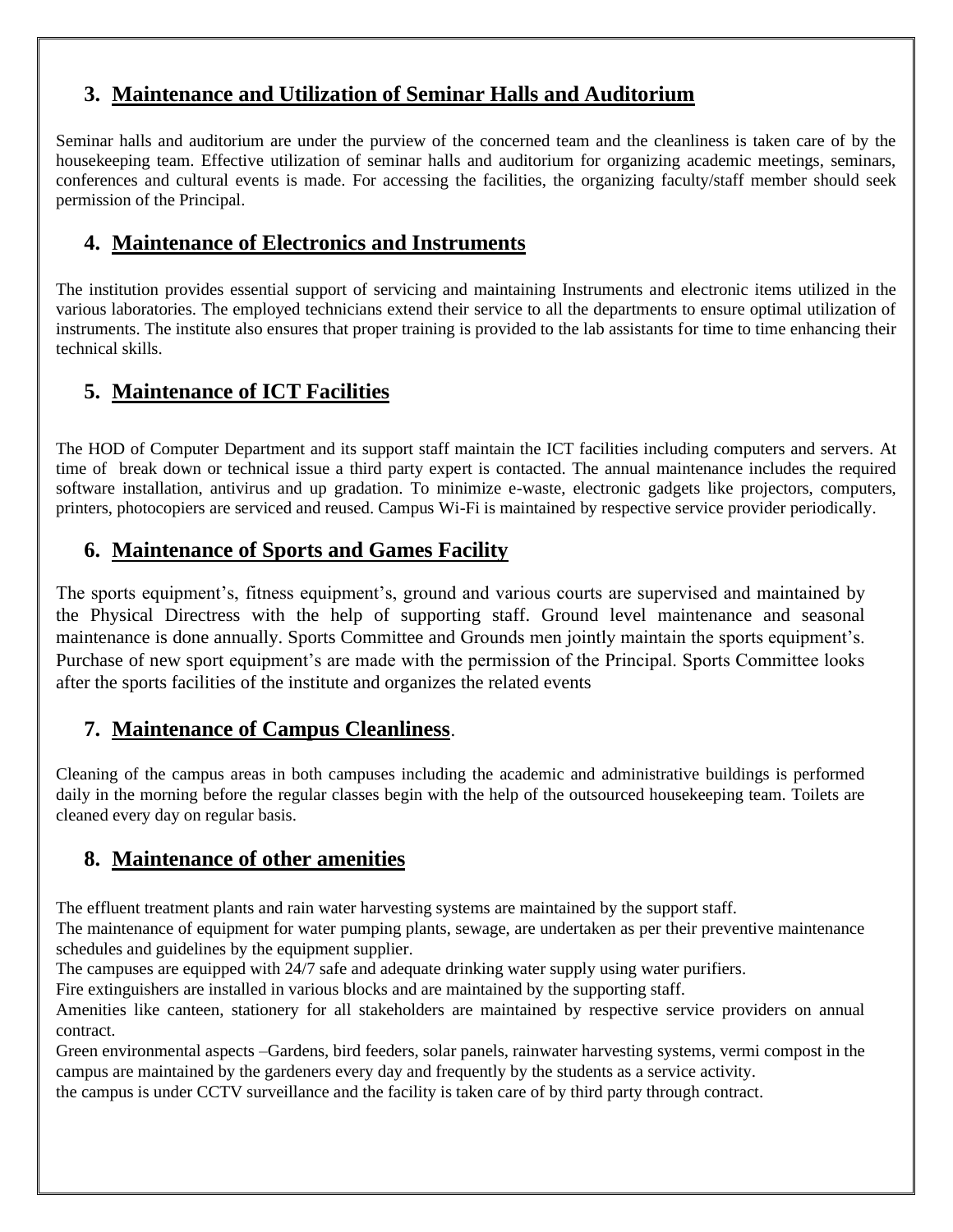## 3. Maintenance and Utilization of Seminar Halls and Auditorium

Seminar halls and auditorium are under the purview of the concerned team and the cleanliness is taken care of by the housekeeping team. Effective utilization of seminar halls and auditorium for organizing academic meetings, seminars, conferences and cultural events is made. For accessing the facilities, the organizing faculty/staff member should seek permission of the Principal.

## 4. Maintenance of Electronics and Instruments

The institution provides essential support of servicing and maintaining Instruments and electronic items utilized in the various laboratories. The employed technicians extend their service to all the departments to ensure optimal utilization of instruments. The institute also ensures that proper training is provided to the lab assistants for time to time enhancing their technical skills.

## 5. Maintenance of ICT Facilities

The HOD of Computer Department and its support staff maintain the ICT facilities including computers and servers. At time of break down or technical issue a third party expert is contacted. The annual maintenance includes the required software installation, antivirus and up gradation. To minimize e-waste, electronic gadgets like projectors, computers, printers, photocopiers are serviced and reused. Campus Wi-Fi is maintained by respective service provider periodically.

## 6. Maintenance of Sports and Games Facility

The sports equipment's, fitness equipment's, ground and various courts are supervised and maintained by the Physical Directress with the help of supporting staff. Ground level maintenance and seasonal maintenance is done annually. Sports Committee and Grounds men jointly maintain the sports equipment's. Purchase of new sport equipment's are made with the permission of the Principal. Sports Committee looks after the sports facilities of the institute and organizes the related events

## 7. Maintenance of Campus Cleanliness.

Cleaning of the campus areas in both campuses including the academic and administrative buildings is performed daily in the morning before the regular classes begin with the help of the outsourced housekeeping team. Toilets are cleaned every day on regular basis.

## 8. Maintenance of other amenities

The effluent treatment plants and rain water harvesting systems are maintained by the support staff.

The maintenance of equipment for water pumping plants, sewage, are undertaken as per their preventive maintenance schedules and guidelines by the equipment supplier.

The campuses are equipped with 24/7 safe and adequate drinking water supply using water purifiers.

Fire extinguishers are installed in various blocks and are maintained by the supporting staff.

Amenities like canteen, stationery for all stakeholders are maintained by respective service providers on annual contract.

Green environmental aspects –Gardens, bird feeders, solar panels, rainwater harvesting systems, vermi compost in the campus are maintained by the gardeners every day and frequently by the students as a service activity.

the campus is under CCTV surveillance and the facility is taken care of by third party through contract.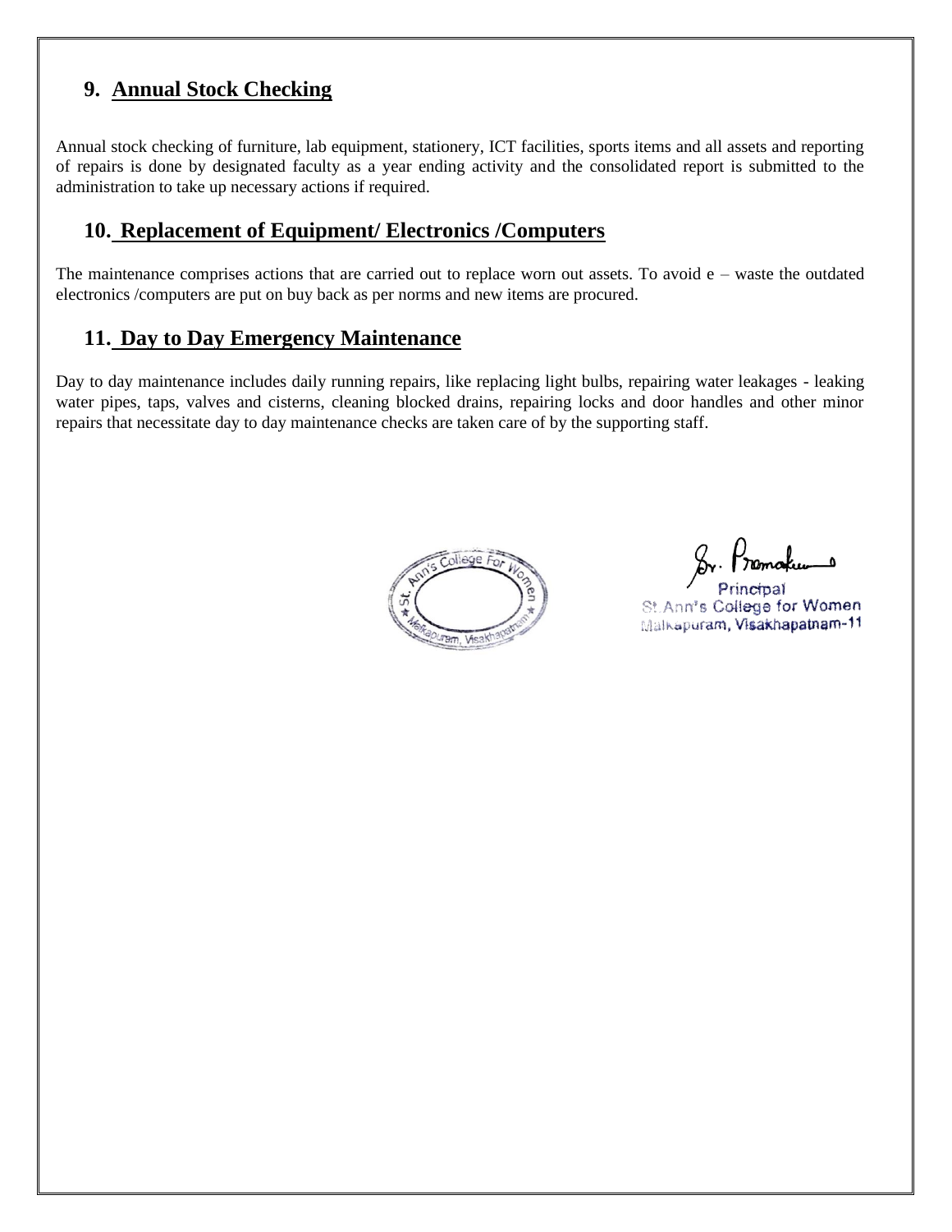## 9. Annual Stock Checking

Annual stock checking of furniture, lab equipment, stationery, ICT facilities, sports items and all assets and reporting of repairs is done by designated faculty as a year ending activity and the consolidated report is submitted to the administration to take up necessary actions if required.

## 10. Replacement of Equipment/ Electronics /Computers

The maintenance comprises actions that are carried out to replace worn out assets. To avoid e – waste the outdated electronics /computers are put on buy back as per norms and new items are procured.

## 11. Day to Day Emergency Maintenance

Day to day maintenance includes daily running repairs, like replacing light bulbs, repairing water leakages - leaking water pipes, taps, valves and cisterns, cleaning blocked drains, repairing locks and door handles and other minor repairs that necessitate day to day maintenance checks are taken care of by the supporting staff.

St. Ann's College For Women, Malkapuram, Visakhapatnam

Sr. Premakumari

Principal
St.Ann's College for Women
Malkapuram, Visakhapatnam-11